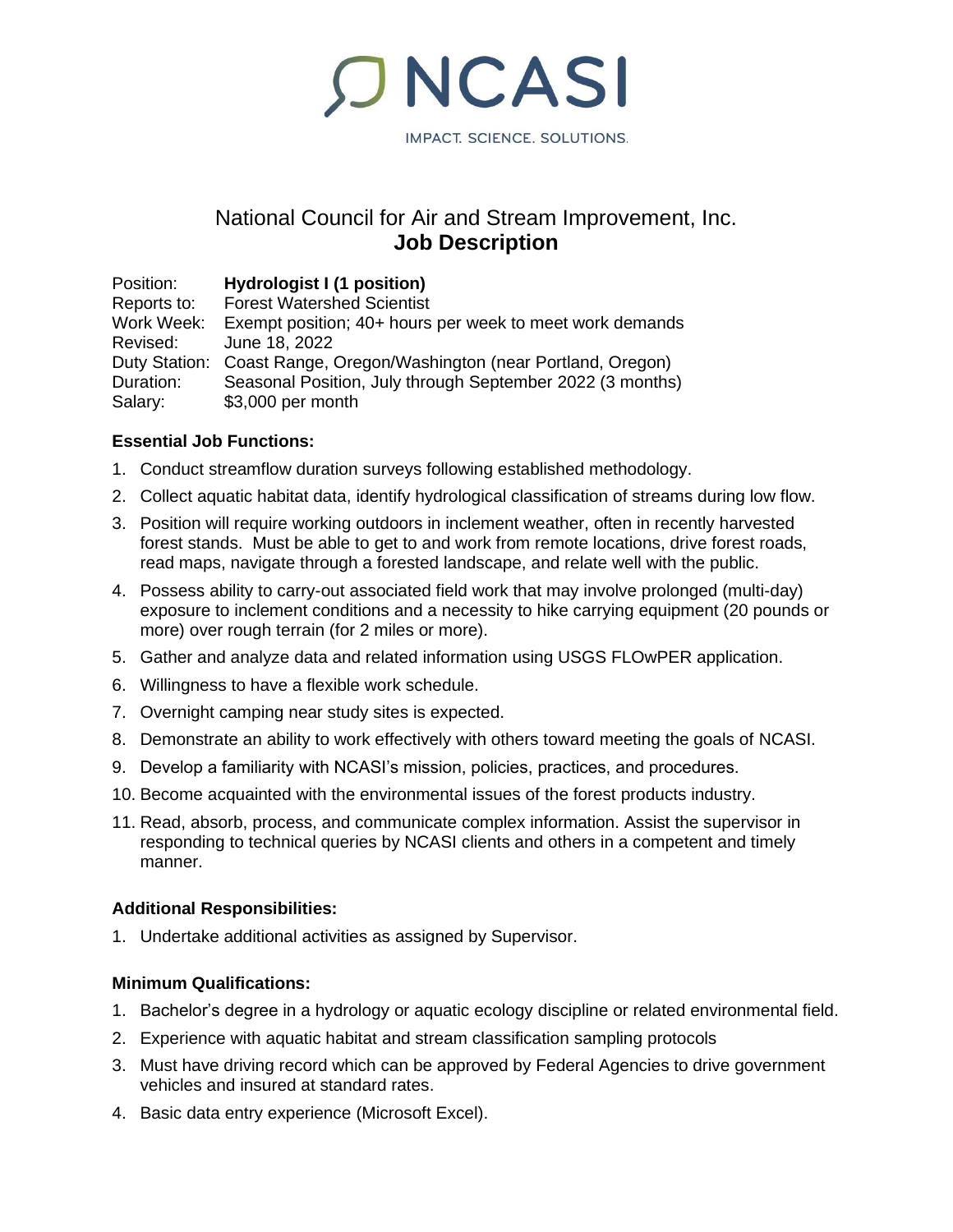NCASI

IMPACT. SCIENCE. SOLUTIONS.

# National Council for Air and Stream Improvement, Inc.
# **Job Description**

Position: **Hydrologist I (1 position)**
Reports to: Forest Watershed Scientist
Work Week: Exempt position; 40+ hours per week to meet work demands
Revised: June 18, 2022
Duty Station: Coast Range, Oregon/Washington (near Portland, Oregon)
Duration: Seasonal Position, July through September 2022 (3 months)
Salary: $3,000 per month

**Essential Job Functions:**

1. Conduct streamflow duration surveys following established methodology.
2. Collect aquatic habitat data, identify hydrological classification of streams during low flow.
3. Position will require working outdoors in inclement weather, often in recently harvested forest stands. Must be able to get to and work from remote locations, drive forest roads, read maps, navigate through a forested landscape, and relate well with the public.
4. Possess ability to carry-out associated field work that may involve prolonged (multi-day) exposure to inclement conditions and a necessity to hike carrying equipment (20 pounds or more) over rough terrain (for 2 miles or more).
5. Gather and analyze data and related information using USGS FLOwPER application.
6. Willingness to have a flexible work schedule.
7. Overnight camping near study sites is expected.
8. Demonstrate an ability to work effectively with others toward meeting the goals of NCASI.
9. Develop a familiarity with NCASI's mission, policies, practices, and procedures.
10. Become acquainted with the environmental issues of the forest products industry.
11. Read, absorb, process, and communicate complex information. Assist the supervisor in responding to technical queries by NCASI clients and others in a competent and timely manner.

**Additional Responsibilities:**

1. Undertake additional activities as assigned by Supervisor.

**Minimum Qualifications:**

1. Bachelor's degree in a hydrology or aquatic ecology discipline or related environmental field.
2. Experience with aquatic habitat and stream classification sampling protocols
3. Must have driving record which can be approved by Federal Agencies to drive government vehicles and insured at standard rates.
4. Basic data entry experience (Microsoft Excel).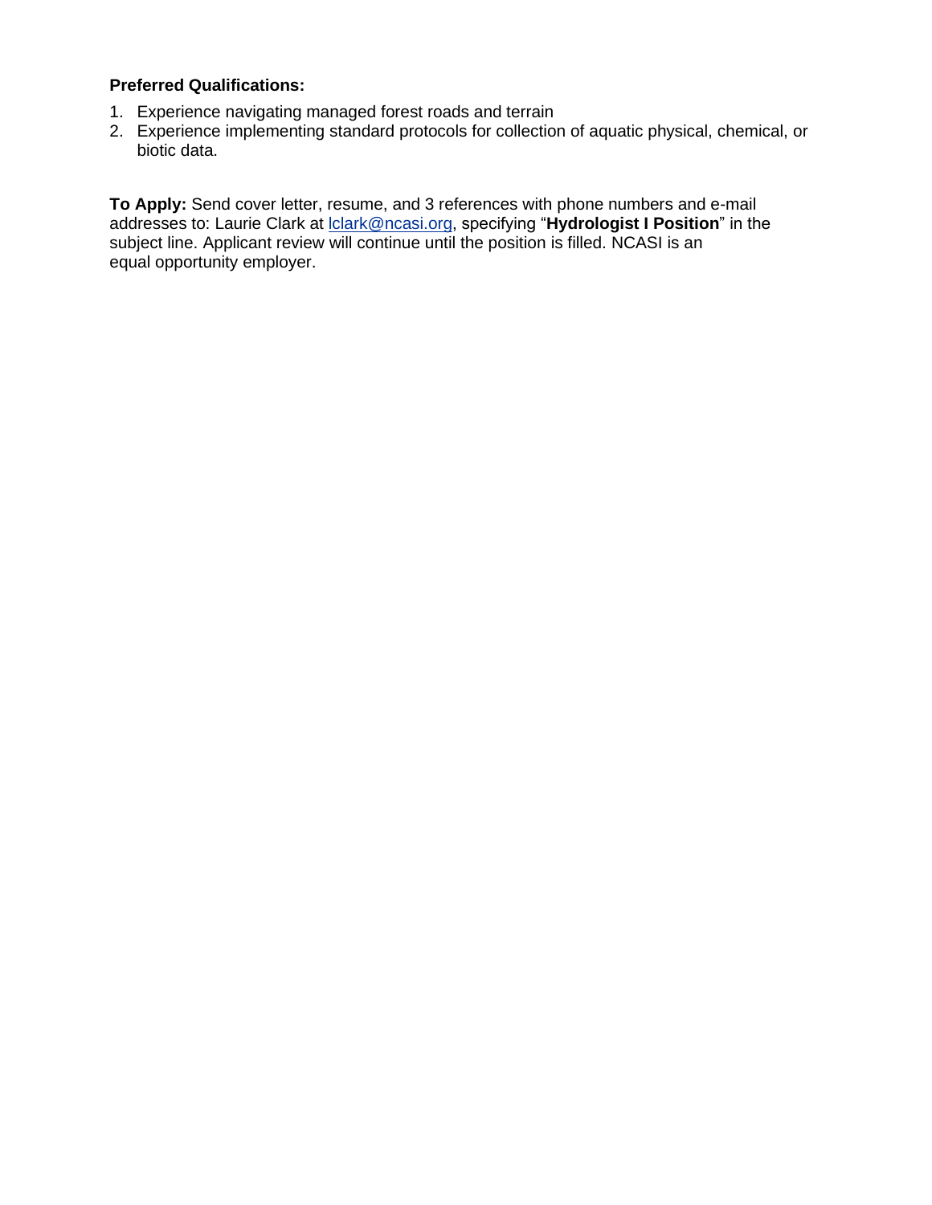**Preferred Qualifications:**

1. Experience navigating managed forest roads and terrain
2. Experience implementing standard protocols for collection of aquatic physical, chemical, or biotic data.

**To Apply:** Send cover letter, resume, and 3 references with phone numbers and e-mail addresses to: Laurie Clark at [lclark@ncasi.org](mailto:lclark@ncasi.org), specifying "**Hydrologist I Position**" in the subject line. Applicant review will continue until the position is filled. NCASI is an equal opportunity employer.